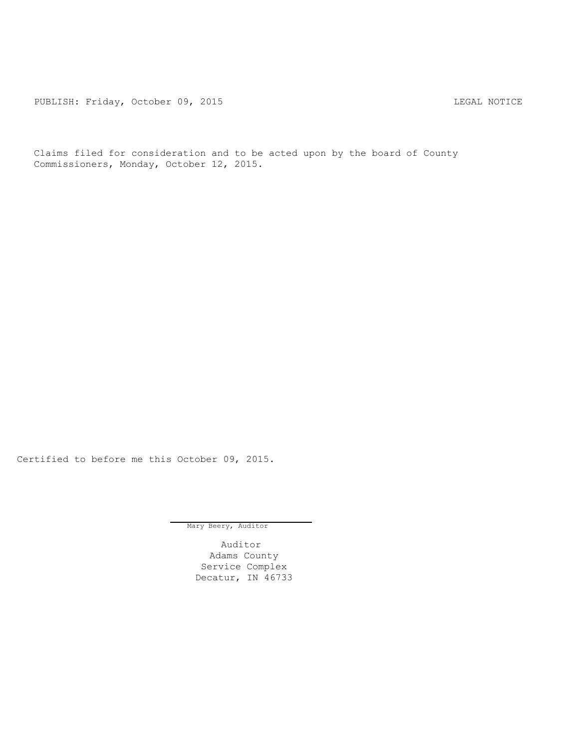PUBLISH: Friday, October 09, 2015 LEGAL NOTICE

Claims filed for consideration and to be acted upon by the board of County Commissioners, Monday, October 12, 2015.

Certified to before me this October 09, 2015.

Mary Beery, Auditor

Auditor
Adams County
Service Complex
Decatur, IN 46733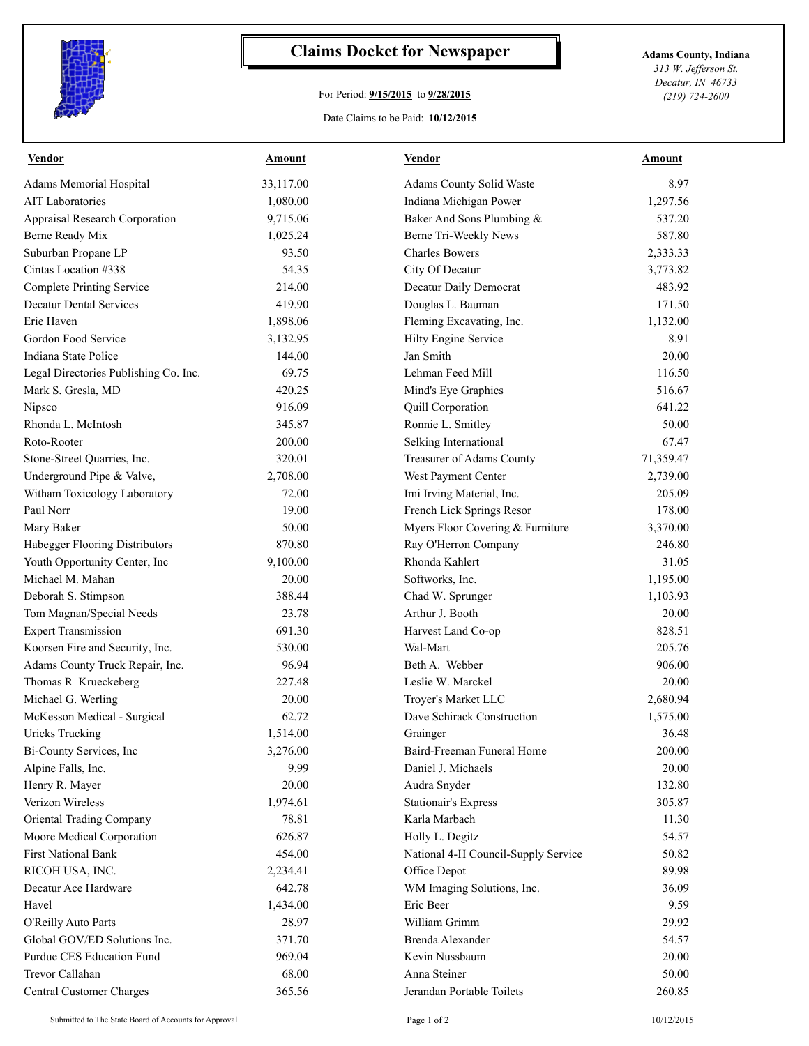# Claims Docket for Newspaper

For Period: **9/15/2015** to **9/28/2015**

Date Claims to be Paid: **10/12/2015**

**Adams County, Indiana**
*313 W. Jefferson St.*
*Decatur, IN 46733*
*(219) 724-2600*

| Vendor | Amount | Vendor | Amount |
|---|---|---|---|
| Adams Memorial Hospital | 33,117.00 | Adams County Solid Waste | 8.97 |
| AIT Laboratories | 1,080.00 | Indiana Michigan Power | 1,297.56 |
| Appraisal Research Corporation | 9,715.06 | Baker And Sons Plumbing & | 537.20 |
| Berne Ready Mix | 1,025.24 | Berne Tri-Weekly News | 587.80 |
| Suburban Propane LP | 93.50 | Charles Bowers | 2,333.33 |
| Cintas Location #338 | 54.35 | City Of Decatur | 3,773.82 |
| Complete Printing Service | 214.00 | Decatur Daily Democrat | 483.92 |
| Decatur Dental Services | 419.90 | Douglas L. Bauman | 171.50 |
| Erie Haven | 1,898.06 | Fleming Excavating, Inc. | 1,132.00 |
| Gordon Food Service | 3,132.95 | Hilty Engine Service | 8.91 |
| Indiana State Police | 144.00 | Jan Smith | 20.00 |
| Legal Directories Publishing Co. Inc. | 69.75 | Lehman Feed Mill | 116.50 |
| Mark S. Gresla, MD | 420.25 | Mind's Eye Graphics | 516.67 |
| Nipsco | 916.09 | Quill Corporation | 641.22 |
| Rhonda L. McIntosh | 345.87 | Ronnie L. Smitley | 50.00 |
| Roto-Rooter | 200.00 | Selking International | 67.47 |
| Stone-Street Quarries, Inc. | 320.01 | Treasurer of Adams County | 71,359.47 |
| Underground Pipe & Valve, | 2,708.00 | West Payment Center | 2,739.00 |
| Witham Toxicology Laboratory | 72.00 | Imi Irving Material, Inc. | 205.09 |
| Paul Norr | 19.00 | French Lick Springs Resor | 178.00 |
| Mary Baker | 50.00 | Myers Floor Covering & Furniture | 3,370.00 |
| Habegger Flooring Distributors | 870.80 | Ray O'Herron Company | 246.80 |
| Youth Opportunity Center, Inc | 9,100.00 | Rhonda Kahlert | 31.05 |
| Michael M. Mahan | 20.00 | Softworks, Inc. | 1,195.00 |
| Deborah S. Stimpson | 388.44 | Chad W. Sprunger | 1,103.93 |
| Tom Magnan/Special Needs | 23.78 | Arthur J. Booth | 20.00 |
| Expert Transmission | 691.30 | Harvest Land Co-op | 828.51 |
| Koorsen Fire and Security, Inc. | 530.00 | Wal-Mart | 205.76 |
| Adams County Truck Repair, Inc. | 96.94 | Beth A. Webber | 906.00 |
| Thomas R Krueckeberg | 227.48 | Leslie W. Marckel | 20.00 |
| Michael G. Werling | 20.00 | Troyer's Market LLC | 2,680.94 |
| McKesson Medical - Surgical | 62.72 | Dave Schirack Construction | 1,575.00 |
| Uricks Trucking | 1,514.00 | Grainger | 36.48 |
| Bi-County Services, Inc | 3,276.00 | Baird-Freeman Funeral Home | 200.00 |
| Alpine Falls, Inc. | 9.99 | Daniel J. Michaels | 20.00 |
| Henry R. Mayer | 20.00 | Audra Snyder | 132.80 |
| Verizon Wireless | 1,974.61 | Stationair's Express | 305.87 |
| Oriental Trading Company | 78.81 | Karla Marbach | 11.30 |
| Moore Medical Corporation | 626.87 | Holly L. Degitz | 54.57 |
| First National Bank | 454.00 | National 4-H Council-Supply Service | 50.82 |
| RICOH USA, INC. | 2,234.41 | Office Depot | 89.98 |
| Decatur Ace Hardware | 642.78 | WM Imaging Solutions, Inc. | 36.09 |
| Havel | 1,434.00 | Eric Beer | 9.59 |
| O'Reilly Auto Parts | 28.97 | William Grimm | 29.92 |
| Global GOV/ED Solutions Inc. | 371.70 | Brenda Alexander | 54.57 |
| Purdue CES Education Fund | 969.04 | Kevin Nussbaum | 20.00 |
| Trevor Callahan | 68.00 | Anna Steiner | 50.00 |
| Central Customer Charges | 365.56 | Jerandan Portable Toilets | 260.85 |

Submitted to The State Board of Accounts for Approval

10/12/2015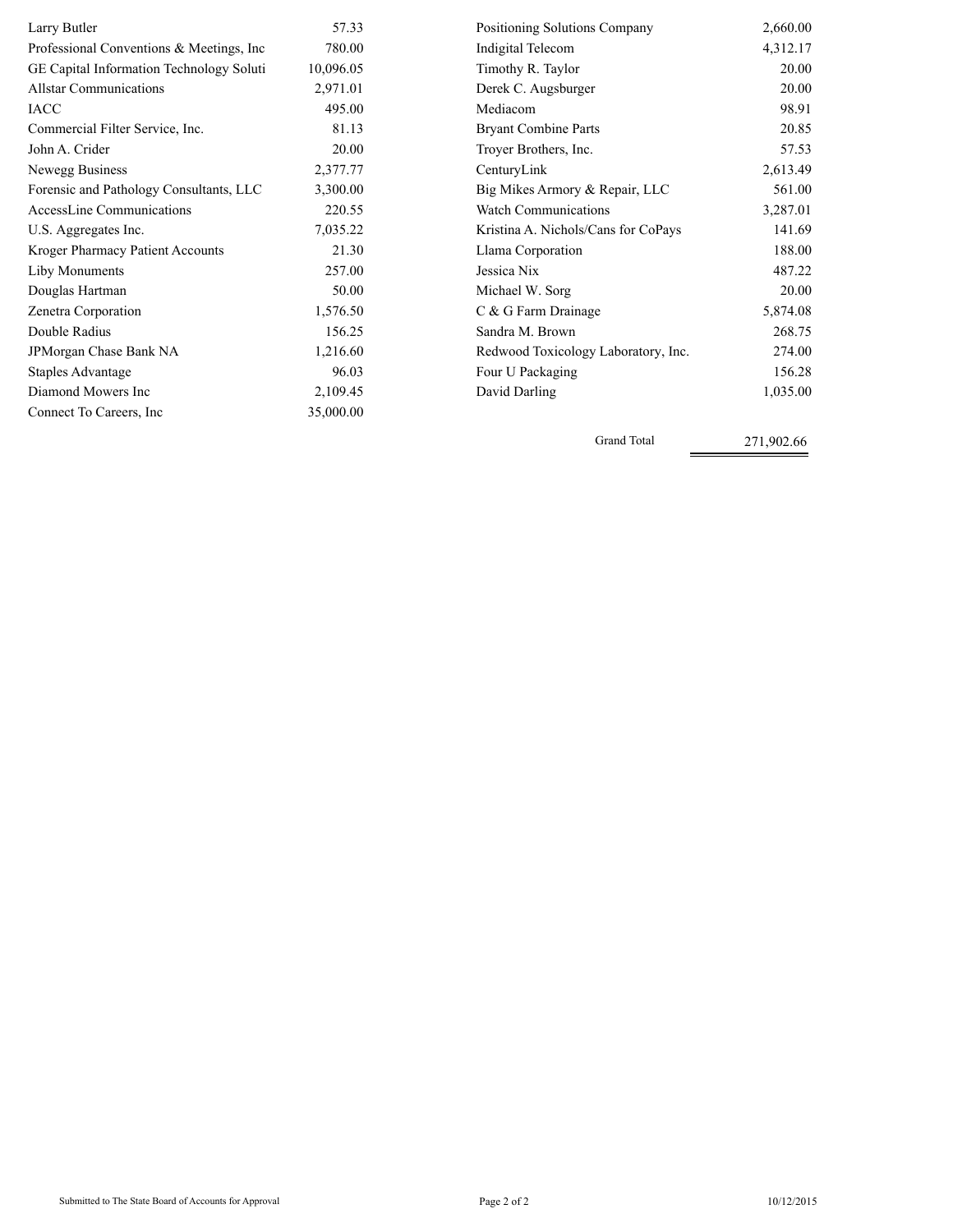| | |
|---|---|
| Larry Butler | 57.33 |
| Professional Conventions & Meetings, Inc | 780.00 |
| GE Capital Information Technology Soluti | 10,096.05 |
| Allstar Communications | 2,971.01 |
| IACC | 495.00 |
| Commercial Filter Service, Inc. | 81.13 |
| John A. Crider | 20.00 |
| Newegg Business | 2,377.77 |
| Forensic and Pathology Consultants, LLC | 3,300.00 |
| AccessLine Communications | 220.55 |
| U.S. Aggregates Inc. | 7,035.22 |
| Kroger Pharmacy Patient Accounts | 21.30 |
| Liby Monuments | 257.00 |
| Douglas Hartman | 50.00 |
| Zenetra Corporation | 1,576.50 |
| Double Radius | 156.25 |
| JPMorgan Chase Bank NA | 1,216.60 |
| Staples Advantage | 96.03 |
| Diamond Mowers Inc | 2,109.45 |
| Connect To Careers, Inc | 35,000.00 |
| Positioning Solutions Company | 2,660.00 |
| Indigital Telecom | 4,312.17 |
| Timothy R. Taylor | 20.00 |
| Derek C. Augsburger | 20.00 |
| Mediacom | 98.91 |
| Bryant Combine Parts | 20.85 |
| Troyer Brothers, Inc. | 57.53 |
| CenturyLink | 2,613.49 |
| Big Mikes Armory & Repair, LLC | 561.00 |
| Watch Communications | 3,287.01 |
| Kristina A. Nichols/Cans for CoPays | 141.69 |
| Llama Corporation | 188.00 |
| Jessica Nix | 487.22 |
| Michael W. Sorg | 20.00 |
| C & G Farm Drainage | 5,874.08 |
| Sandra M. Brown | 268.75 |
| Redwood Toxicology Laboratory, Inc. | 274.00 |
| Four U Packaging | 156.28 |
| David Darling | 1,035.00 |
| Grand Total | 271,902.66 |

Submitted to The State Board of Accounts for Approval

10/12/2015